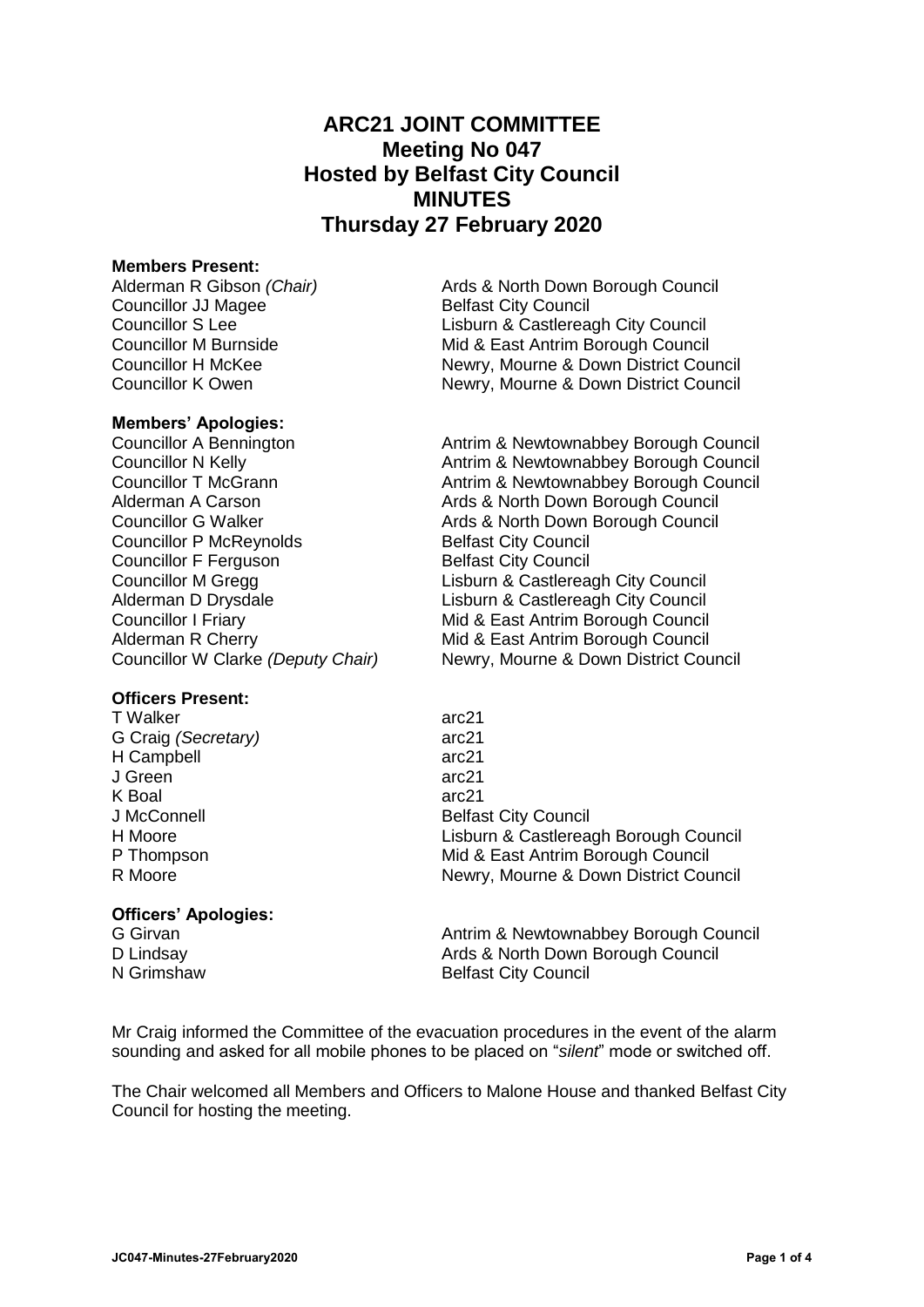# ARC21 JOINT COMMITTEE
# Meeting No 047
# Hosted by Belfast City Council
# MINUTES
# Thursday 27 February 2020

**Members Present:**

| | |
|---|---|
| Alderman R Gibson *(Chair)* | Ards & North Down Borough Council |
| Councillor JJ Magee | Belfast City Council |
| Councillor S Lee | Lisburn & Castlereagh City Council |
| Councillor M Burnside | Mid & East Antrim Borough Council |
| Councillor H McKee | Newry, Mourne & Down District Council |
| Councillor K Owen | Newry, Mourne & Down District Council |

**Members' Apologies:**

| | |
|---|---|
| Councillor A Bennington | Antrim & Newtownabbey Borough Council |
| Councillor N Kelly | Antrim & Newtownabbey Borough Council |
| Councillor T McGrann | Antrim & Newtownabbey Borough Council |
| Alderman A Carson | Ards & North Down Borough Council |
| Councillor G Walker | Ards & North Down Borough Council |
| Councillor P McReynolds | Belfast City Council |
| Councillor F Ferguson | Belfast City Council |
| Councillor M Gregg | Lisburn & Castlereagh City Council |
| Alderman D Drysdale | Lisburn & Castlereagh City Council |
| Councillor I Friary | Mid & East Antrim Borough Council |
| Alderman R Cherry | Mid & East Antrim Borough Council |
| Councillor W Clarke *(Deputy Chair)* | Newry, Mourne & Down District Council |

**Officers Present:**

| | |
|---|---|
| T Walker | arc21 |
| G Craig *(Secretary)* | arc21 |
| H Campbell | arc21 |
| J Green | arc21 |
| K Boal | arc21 |
| J McConnell | Belfast City Council |
| H Moore | Lisburn & Castlereagh Borough Council |
| P Thompson | Mid & East Antrim Borough Council |
| R Moore | Newry, Mourne & Down District Council |

**Officers' Apologies:**

| | |
|---|---|
| G Girvan | Antrim & Newtownabbey Borough Council |
| D Lindsay | Ards & North Down Borough Council |
| N Grimshaw | Belfast City Council |

Mr Craig informed the Committee of the evacuation procedures in the event of the alarm sounding and asked for all mobile phones to be placed on "*silent*" mode or switched off.

The Chair welcomed all Members and Officers to Malone House and thanked Belfast City Council for hosting the meeting.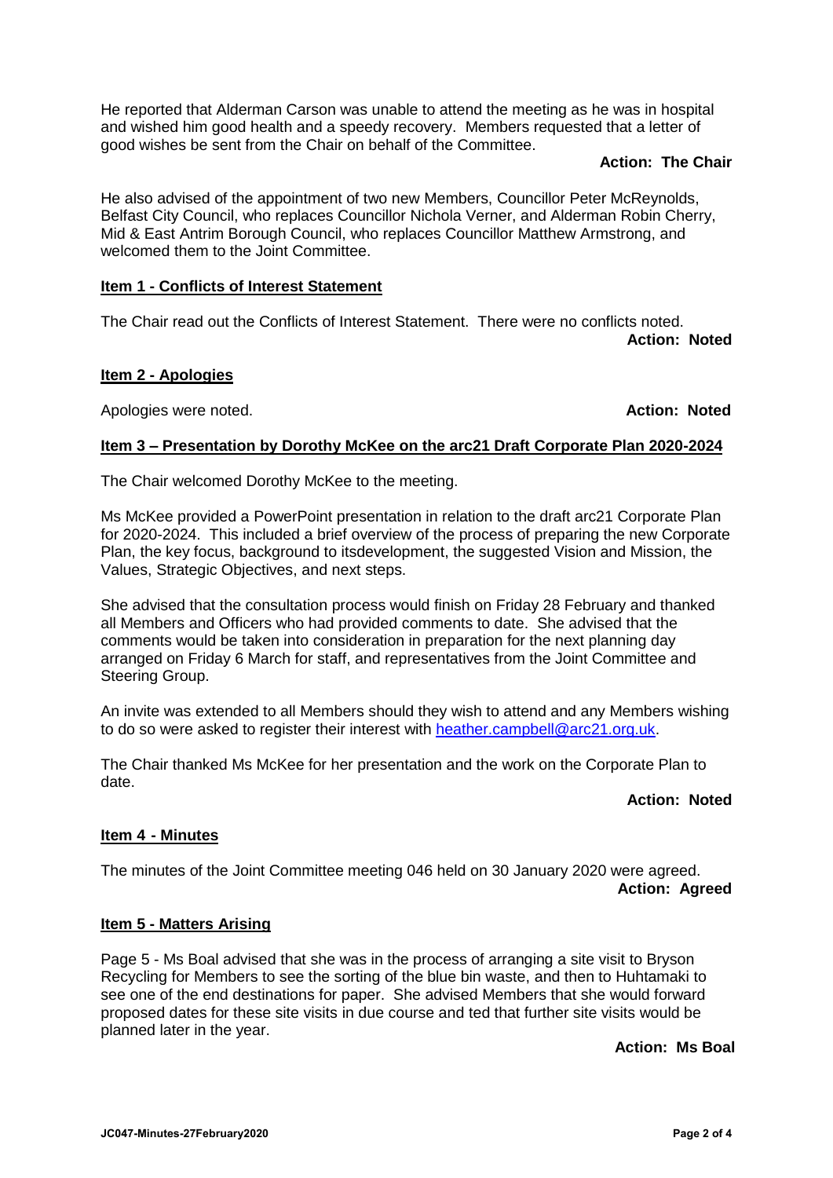He reported that Alderman Carson was unable to attend the meeting as he was in hospital and wished him good health and a speedy recovery. Members requested that a letter of good wishes be sent from the Chair on behalf of the Committee.

**Action: The Chair**

He also advised of the appointment of two new Members, Councillor Peter McReynolds, Belfast City Council, who replaces Councillor Nichola Verner, and Alderman Robin Cherry, Mid & East Antrim Borough Council, who replaces Councillor Matthew Armstrong, and welcomed them to the Joint Committee.

**Item 1 - Conflicts of Interest Statement**

The Chair read out the Conflicts of Interest Statement. There were no conflicts noted.

**Action: Noted**

**Item 2 - Apologies**

Apologies were noted. **Action: Noted**

**Item 3 – Presentation by Dorothy McKee on the arc21 Draft Corporate Plan 2020-2024**

The Chair welcomed Dorothy McKee to the meeting.

Ms McKee provided a PowerPoint presentation in relation to the draft arc21 Corporate Plan for 2020-2024. This included a brief overview of the process of preparing the new Corporate Plan, the key focus, background to itsdevelopment, the suggested Vision and Mission, the Values, Strategic Objectives, and next steps.

She advised that the consultation process would finish on Friday 28 February and thanked all Members and Officers who had provided comments to date. She advised that the comments would be taken into consideration in preparation for the next planning day arranged on Friday 6 March for staff, and representatives from the Joint Committee and Steering Group.

An invite was extended to all Members should they wish to attend and any Members wishing to do so were asked to register their interest with heather.campbell@arc21.org.uk.

The Chair thanked Ms McKee for her presentation and the work on the Corporate Plan to date.

**Action: Noted**

**Item 4 - Minutes**

The minutes of the Joint Committee meeting 046 held on 30 January 2020 were agreed.

**Action: Agreed**

**Item 5 - Matters Arising**

Page 5 - Ms Boal advised that she was in the process of arranging a site visit to Bryson Recycling for Members to see the sorting of the blue bin waste, and then to Huhtamaki to see one of the end destinations for paper. She advised Members that she would forward proposed dates for these site visits in due course and ted that further site visits would be planned later in the year.

**Action: Ms Boal**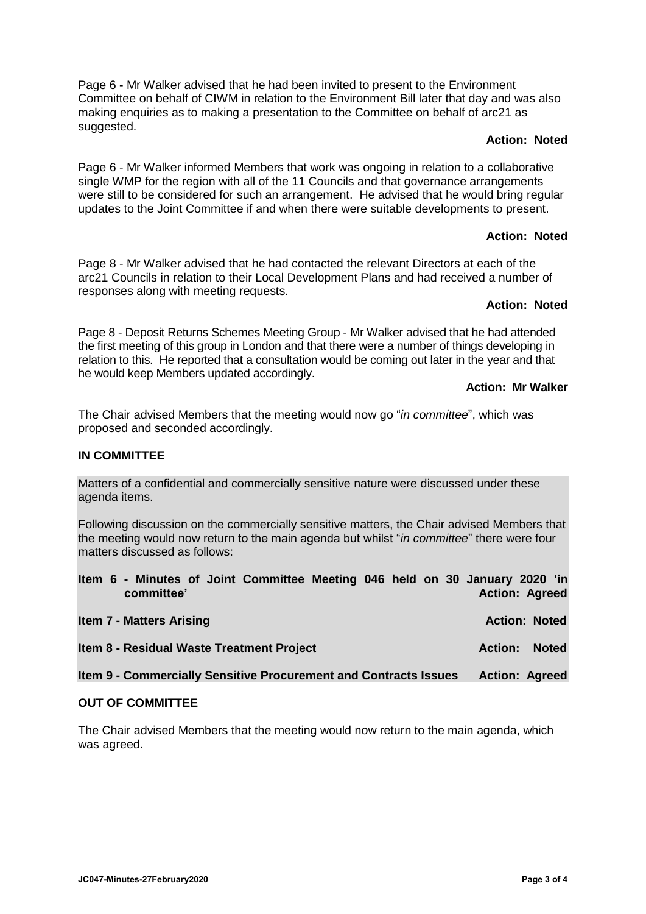Page 6 - Mr Walker advised that he had been invited to present to the Environment Committee on behalf of CIWM in relation to the Environment Bill later that day and was also making enquiries as to making a presentation to the Committee on behalf of arc21 as suggested.

**Action: Noted**

Page 6 - Mr Walker informed Members that work was ongoing in relation to a collaborative single WMP for the region with all of the 11 Councils and that governance arrangements were still to be considered for such an arrangement. He advised that he would bring regular updates to the Joint Committee if and when there were suitable developments to present.

**Action: Noted**

Page 8 - Mr Walker advised that he had contacted the relevant Directors at each of the arc21 Councils in relation to their Local Development Plans and had received a number of responses along with meeting requests.

**Action: Noted**

Page 8 - Deposit Returns Schemes Meeting Group - Mr Walker advised that he had attended the first meeting of this group in London and that there were a number of things developing in relation to this. He reported that a consultation would be coming out later in the year and that he would keep Members updated accordingly.

**Action: Mr Walker**

The Chair advised Members that the meeting would now go "*in committee*", which was proposed and seconded accordingly.

**IN COMMITTEE**

Matters of a confidential and commercially sensitive nature were discussed under these agenda items.

Following discussion on the commercially sensitive matters, the Chair advised Members that the meeting would now return to the main agenda but whilst "*in committee*" there were four matters discussed as follows:

**Item 6 - Minutes of Joint Committee Meeting 046 held on 30 January 2020 'in committee'** **Action: Agreed**

**Item 7 - Matters Arising** **Action: Noted**

**Item 8 - Residual Waste Treatment Project** **Action: Noted**

**Item 9 - Commercially Sensitive Procurement and Contracts Issues** **Action: Agreed**

**OUT OF COMMITTEE**

The Chair advised Members that the meeting would now return to the main agenda, which was agreed.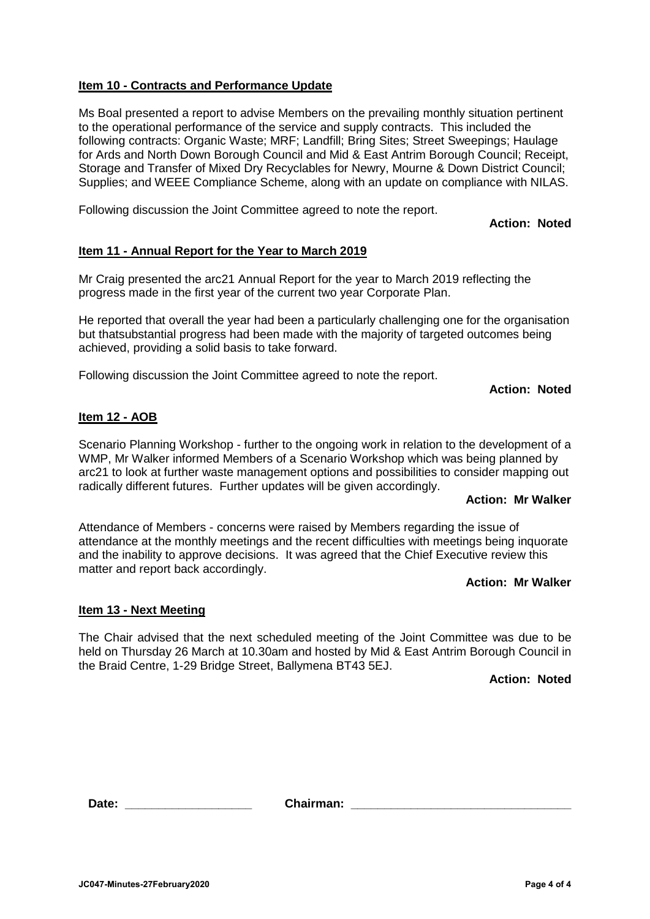**Item 10 - Contracts and Performance Update**

Ms Boal presented a report to advise Members on the prevailing monthly situation pertinent to the operational performance of the service and supply contracts. This included the following contracts: Organic Waste; MRF; Landfill; Bring Sites; Street Sweepings; Haulage for Ards and North Down Borough Council and Mid & East Antrim Borough Council; Receipt, Storage and Transfer of Mixed Dry Recyclables for Newry, Mourne & Down District Council; Supplies; and WEEE Compliance Scheme, along with an update on compliance with NILAS.

Following discussion the Joint Committee agreed to note the report.

**Action: Noted**

**Item 11 - Annual Report for the Year to March 2019**

Mr Craig presented the arc21 Annual Report for the year to March 2019 reflecting the progress made in the first year of the current two year Corporate Plan.

He reported that overall the year had been a particularly challenging one for the organisation but thatsubstantial progress had been made with the majority of targeted outcomes being achieved, providing a solid basis to take forward.

Following discussion the Joint Committee agreed to note the report.

**Action: Noted**

**Item 12 - AOB**

Scenario Planning Workshop - further to the ongoing work in relation to the development of a WMP, Mr Walker informed Members of a Scenario Workshop which was being planned by arc21 to look at further waste management options and possibilities to consider mapping out radically different futures. Further updates will be given accordingly.

**Action: Mr Walker**

Attendance of Members - concerns were raised by Members regarding the issue of attendance at the monthly meetings and the recent difficulties with meetings being inquorate and the inability to approve decisions. It was agreed that the Chief Executive review this matter and report back accordingly.

**Action: Mr Walker**

**Item 13 - Next Meeting**

The Chair advised that the next scheduled meeting of the Joint Committee was due to be held on Thursday 26 March at 10.30am and hosted by Mid & East Antrim Borough Council in the Braid Centre, 1-29 Bridge Street, Ballymena BT43 5EJ.

**Action: Noted**

**Date:** ___________________ **Chairman:** _________________________________